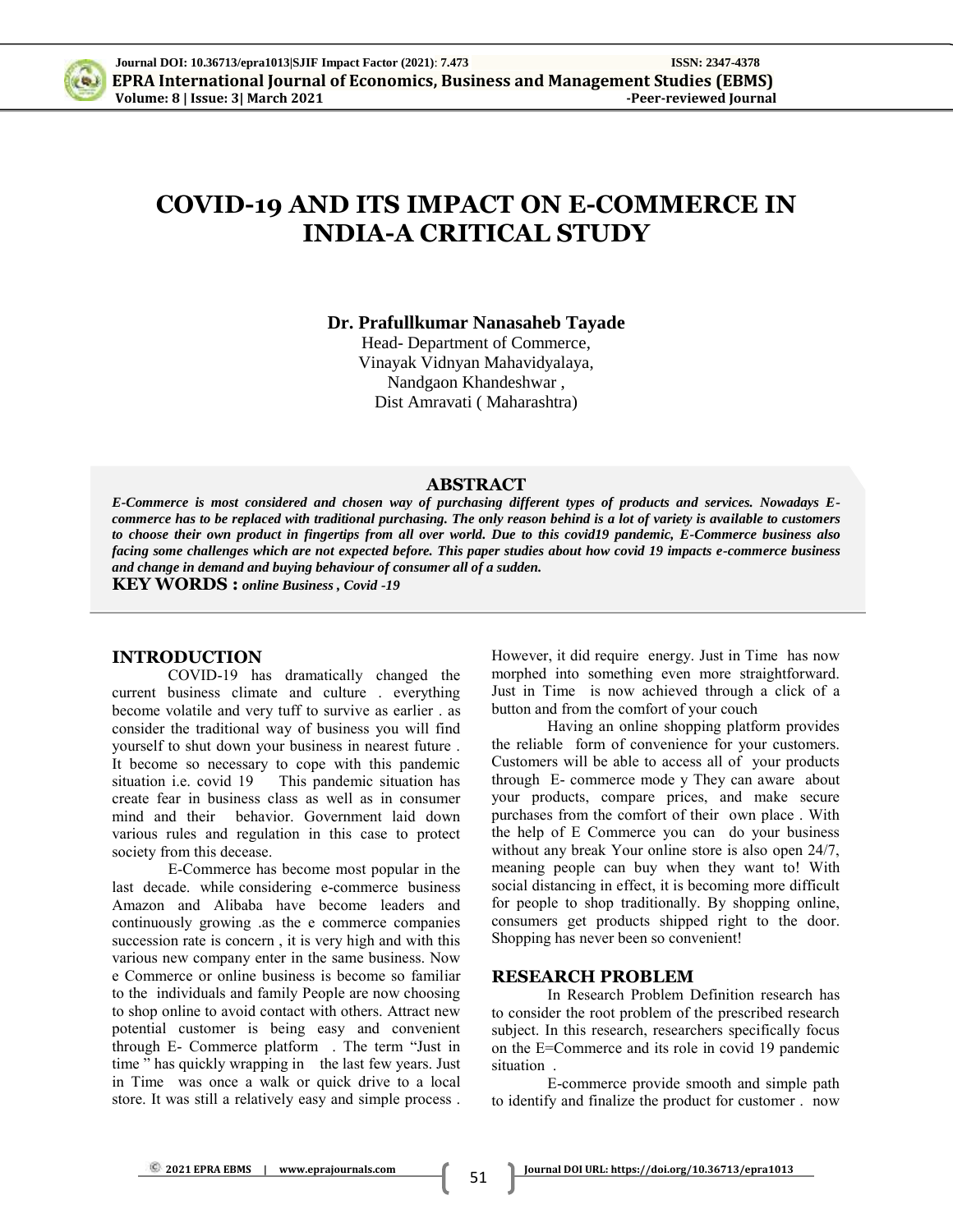# COVID-19 AND ITS IMPACT ON E-COMMERCE IN INDIA-A CRITICAL STUDY

**Dr. Prafullkumar Nanasaheb Tayade**

Head- Department of Commerce,
Vinayak Vidnyan Mahavidyalaya,
Nandgaon Khandeshwar ,
Dist Amravati ( Maharashtra)

## ABSTRACT

***E-Commerce is most considered and chosen way of purchasing different types of products and services. Nowadays E-commerce has to be replaced with traditional purchasing. The only reason behind is a lot of variety is available to customers to choose their own product in fingertips from all over world. Due to this covid19 pandemic, E-Commerce business also facing some challenges which are not expected before. This paper studies about how covid 19 impacts e-commerce business and change in demand and buying behaviour of consumer all of a sudden.***

**KEY WORDS :** ***online Business , Covid -19***

## INTRODUCTION

COVID-19 has dramatically changed the current business climate and culture . everything become volatile and very tuff to survive as earlier . as consider the traditional way of business you will find yourself to shut down your business in nearest future . It become so necessary to cope with this pandemic situation i.e. covid 19 This pandemic situation has create fear in business class as well as in consumer mind and their behavior. Government laid down various rules and regulation in this case to protect society from this decease.

E-Commerce has become most popular in the last decade. while considering e-commerce business Amazon and Alibaba have become leaders and continuously growing .as the e commerce companies succession rate is concern , it is very high and with this various new company enter in the same business. Now e Commerce or online business is become so familiar to the individuals and family People are now choosing to shop online to avoid contact with others. Attract new potential customer is being easy and convenient through E- Commerce platform . The term "Just in time " has quickly wrapping in the last few years. Just in Time was once a walk or quick drive to a local store. It was still a relatively easy and simple process . However, it did require energy. Just in Time has now morphed into something even more straightforward. Just in Time is now achieved through a click of a button and from the comfort of your couch

Having an online shopping platform provides the reliable form of convenience for your customers. Customers will be able to access all of your products through E- commerce mode y They can aware about your products, compare prices, and make secure purchases from the comfort of their own place . With the help of E Commerce you can do your business without any break Your online store is also open 24/7, meaning people can buy when they want to! With social distancing in effect, it is becoming more difficult for people to shop traditionally. By shopping online, consumers get products shipped right to the door. Shopping has never been so convenient!

## RESEARCH PROBLEM

In Research Problem Definition research has to consider the root problem of the prescribed research subject. In this research, researchers specifically focus on the E=Commerce and its role in covid 19 pandemic situation .

E-commerce provide smooth and simple path to identify and finalize the product for customer . now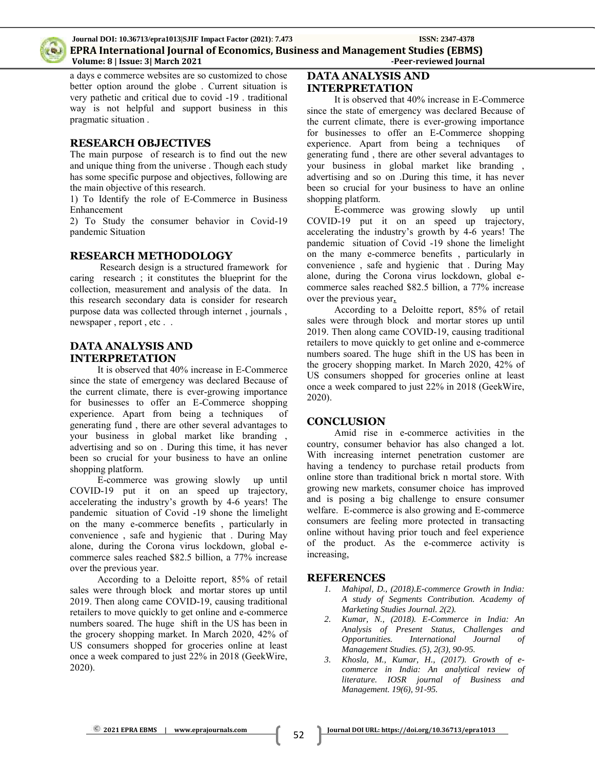a days e commerce websites are so customized to chose better option around the globe . Current situation is very pathetic and critical due to covid -19 . traditional way is not helpful and support business in this pragmatic situation .

## RESEARCH OBJECTIVES

The main purpose of research is to find out the new and unique thing from the universe . Though each study has some specific purpose and objectives, following are the main objective of this research.

1) To Identify the role of E-Commerce in Business Enhancement

2) To Study the consumer behavior in Covid-19 pandemic Situation

## RESEARCH METHODOLOGY

Research design is a structured framework for caring research ; it constitutes the blueprint for the collection, measurement and analysis of the data. In this research secondary data is consider for research purpose data was collected through internet , journals , newspaper , report , etc . .

## DATA ANALYSIS AND INTERPRETATION

It is observed that 40% increase in E-Commerce since the state of emergency was declared Because of the current climate, there is ever-growing importance for businesses to offer an E-Commerce shopping experience. Apart from being a techniques of generating fund , there are other several advantages to your business in global market like branding , advertising and so on . During this time, it has never been so crucial for your business to have an online shopping platform.

E-commerce was growing slowly up until COVID-19 put it on an speed up trajectory, accelerating the industry's growth by 4-6 years! The pandemic situation of Covid -19 shone the limelight on the many e-commerce benefits , particularly in convenience , safe and hygienic that . During May alone, during the Corona virus lockdown, global e-commerce sales reached \$82.5 billion, a 77% increase over the previous year.

According to a Deloitte report, 85% of retail sales were through block and mortar stores up until 2019. Then along came COVID-19, causing traditional retailers to move quickly to get online and e-commerce numbers soared. The huge shift in the US has been in the grocery shopping market. In March 2020, 42% of US consumers shopped for groceries online at least once a week compared to just 22% in 2018 (GeekWire, 2020).

## DATA ANALYSIS AND INTERPRETATION

It is observed that 40% increase in E-Commerce since the state of emergency was declared Because of the current climate, there is ever-growing importance for businesses to offer an E-Commerce shopping experience. Apart from being a techniques of generating fund , there are other several advantages to your business in global market like branding , advertising and so on .During this time, it has never been so crucial for your business to have an online shopping platform.

E-commerce was growing slowly up until COVID-19 put it on an speed up trajectory, accelerating the industry's growth by 4-6 years! The pandemic situation of Covid -19 shone the limelight on the many e-commerce benefits , particularly in convenience , safe and hygienic that . During May alone, during the Corona virus lockdown, global e-commerce sales reached \$82.5 billion, a 77% increase over the previous year.

According to a Deloitte report, 85% of retail sales were through block and mortar stores up until 2019. Then along came COVID-19, causing traditional retailers to move quickly to get online and e-commerce numbers soared. The huge shift in the US has been in the grocery shopping market. In March 2020, 42% of US consumers shopped for groceries online at least once a week compared to just 22% in 2018 (GeekWire, 2020).

## CONCLUSION

Amid rise in e-commerce activities in the country, consumer behavior has also changed a lot. With increasing internet penetration customer are having a tendency to purchase retail products from online store than traditional brick n mortal store. With growing new markets, consumer choice has improved and is posing a big challenge to ensure consumer welfare. E-commerce is also growing and E-commerce consumers are feeling more protected in transacting online without having prior touch and feel experience of the product. As the e-commerce activity is increasing,

## REFERENCES

1. *Mahipal, D., (2018).E-commerce Growth in India: A study of Segments Contribution. Academy of Marketing Studies Journal. 2(2).*
2. *Kumar, N., (2018). E-Commerce in India: An Analysis of Present Status, Challenges and Opportunities. International Journal of Management Studies. (5), 2(3), 90-95.*
3. *Khosla, M., Kumar, H., (2017). Growth of e-commerce in India: An analytical review of literature. IOSR journal of Business and Management. 19(6), 91-95.*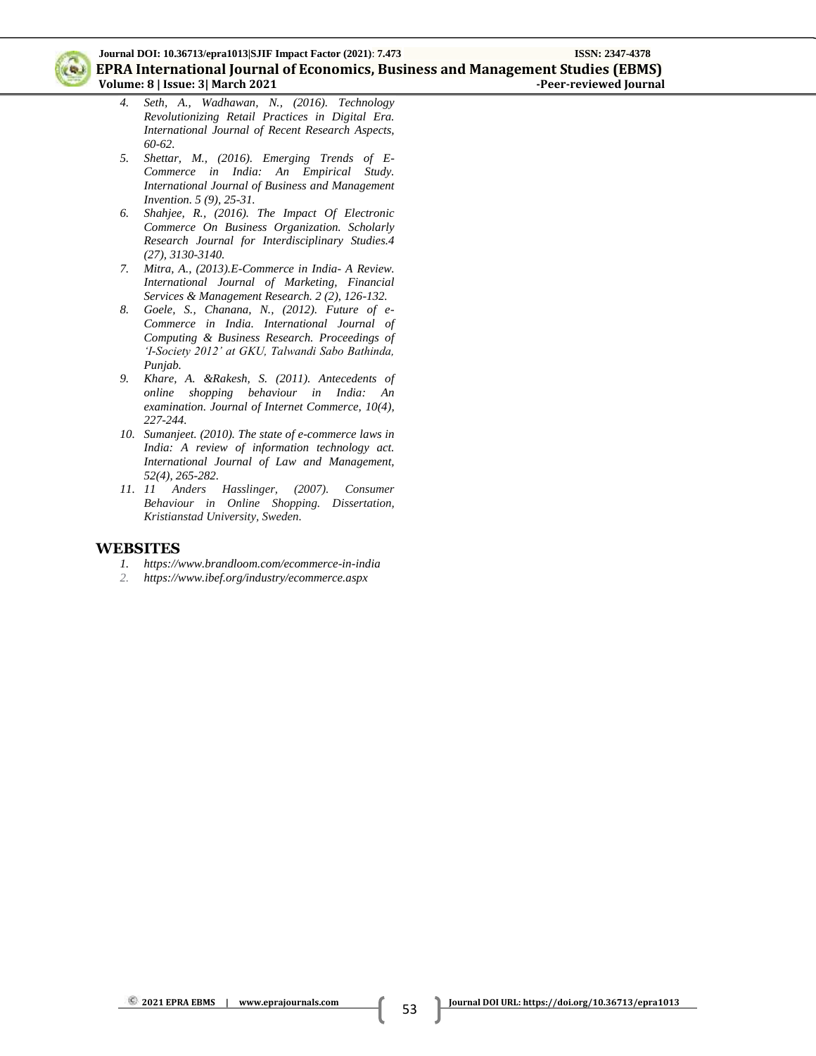4. *Seth, A., Wadhawan, N., (2016). Technology Revolutionizing Retail Practices in Digital Era. International Journal of Recent Research Aspects, 60-62.*
5. *Shettar, M., (2016). Emerging Trends of E-Commerce in India: An Empirical Study. International Journal of Business and Management Invention. 5 (9), 25-31.*
6. *Shahjee, R., (2016). The Impact Of Electronic Commerce On Business Organization. Scholarly Research Journal for Interdisciplinary Studies.4 (27), 3130-3140.*
7. *Mitra, A., (2013).E-Commerce in India- A Review. International Journal of Marketing, Financial Services & Management Research. 2 (2), 126-132.*
8. *Goele, S., Chanana, N., (2012). Future of e-Commerce in India. International Journal of Computing & Business Research. Proceedings of 'I-Society 2012' at GKU, Talwandi Sabo Bathinda, Punjab.*
9. *Khare, A. &Rakesh, S. (2011). Antecedents of online shopping behaviour in India: An examination. Journal of Internet Commerce, 10(4), 227-244.*
10. *Sumanjeet. (2010). The state of e-commerce laws in India: A review of information technology act. International Journal of Law and Management, 52(4), 265-282.*
11. *11 Anders Hasslinger, (2007). Consumer Behaviour in Online Shopping. Dissertation, Kristianstad University, Sweden.*

## WEBSITES

1. *https://www.brandloom.com/ecommerce-in-india*
2. *https://www.ibef.org/industry/ecommerce.aspx*